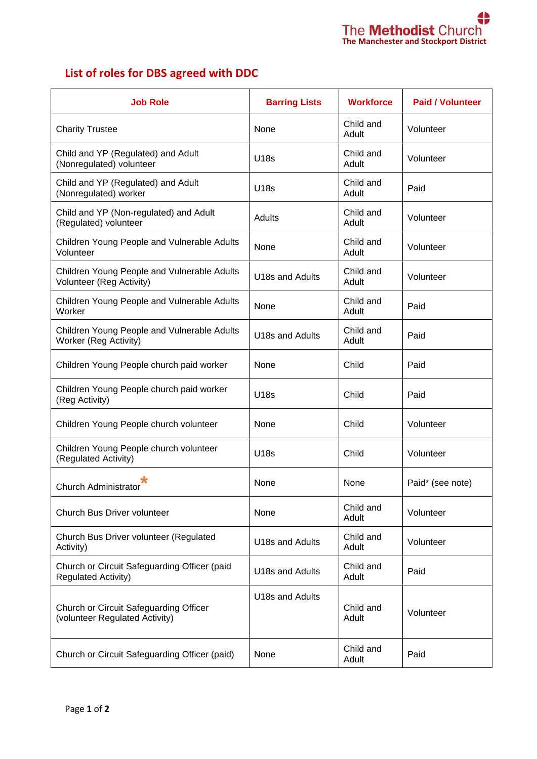The Methodist Church
The Manchester and Stockport District

# List of roles for DBS agreed with DDC

| Job Role | Barring Lists | Workforce | Paid / Volunteer |
|---|---|---|---|
| Charity Trustee | None | Child and Adult | Volunteer |
| Child and YP (Regulated) and Adult (Nonregulated) volunteer | U18s | Child and Adult | Volunteer |
| Child and YP (Regulated) and Adult (Nonregulated) worker | U18s | Child and Adult | Paid |
| Child and YP (Non-regulated) and Adult (Regulated) volunteer | Adults | Child and Adult | Volunteer |
| Children Young People and Vulnerable Adults Volunteer | None | Child and Adult | Volunteer |
| Children Young People and Vulnerable Adults Volunteer (Reg Activity) | U18s and Adults | Child and Adult | Volunteer |
| Children Young People and Vulnerable Adults Worker | None | Child and Adult | Paid |
| Children Young People and Vulnerable Adults Worker (Reg Activity) | U18s and Adults | Child and Adult | Paid |
| Children Young People church paid worker | None | Child | Paid |
| Children Young People church paid worker (Reg Activity) | U18s | Child | Paid |
| Children Young People church volunteer | None | Child | Volunteer |
| Children Young People church volunteer (Regulated Activity) | U18s | Child | Volunteer |
| Church Administrator* | None | None | Paid* (see note) |
| Church Bus Driver volunteer | None | Child and Adult | Volunteer |
| Church Bus Driver volunteer (Regulated Activity) | U18s and Adults | Child and Adult | Volunteer |
| Church or Circuit Safeguarding Officer (paid Regulated Activity) | U18s and Adults | Child and Adult | Paid |
| Church or Circuit Safeguarding Officer (volunteer Regulated Activity) | U18s and Adults | Child and Adult | Volunteer |
| Church or Circuit Safeguarding Officer (paid) | None | Child and Adult | Paid |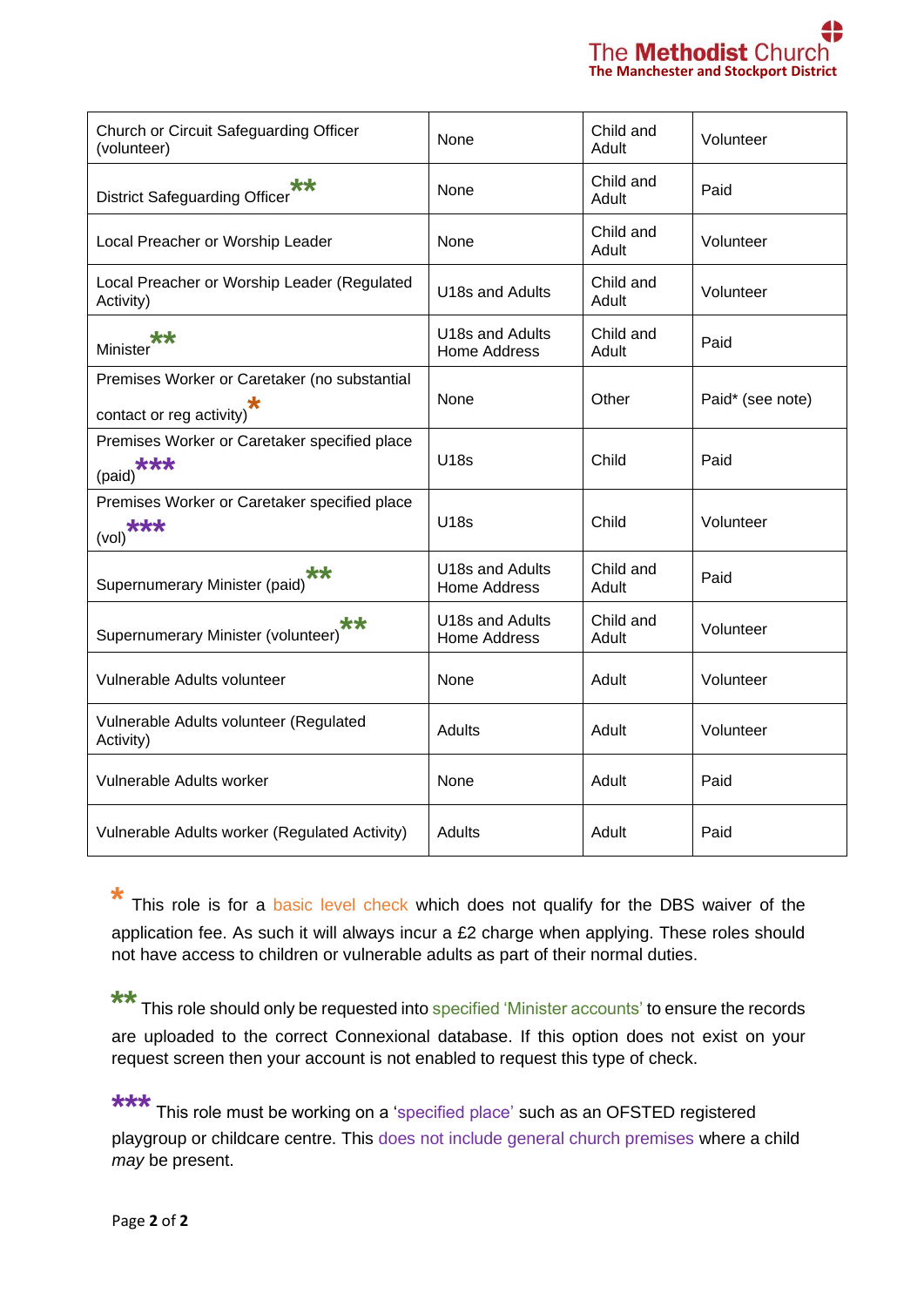| | | | |
|---|---|---|---|
| Church or Circuit Safeguarding Officer (volunteer) | None | Child and Adult | Volunteer |
| District Safeguarding Officer ** | None | Child and Adult | Paid |
| Local Preacher or Worship Leader | None | Child and Adult | Volunteer |
| Local Preacher or Worship Leader (Regulated Activity) | U18s and Adults | Child and Adult | Volunteer |
| Minister ** | U18s and Adults Home Address | Child and Adult | Paid |
| Premises Worker or Caretaker (no substantial contact or reg activity) * | None | Other | Paid* (see note) |
| Premises Worker or Caretaker specified place (paid) *** | U18s | Child | Paid |
| Premises Worker or Caretaker specified place (vol) *** | U18s | Child | Volunteer |
| Supernumerary Minister (paid) ** | U18s and Adults Home Address | Child and Adult | Paid |
| Supernumerary Minister (volunteer) ** | U18s and Adults Home Address | Child and Adult | Volunteer |
| Vulnerable Adults volunteer | None | Adult | Volunteer |
| Vulnerable Adults volunteer (Regulated Activity) | Adults | Adult | Volunteer |
| Vulnerable Adults worker | None | Adult | Paid |
| Vulnerable Adults worker (Regulated Activity) | Adults | Adult | Paid |

\* This role is for a basic level check which does not qualify for the DBS waiver of the application fee. As such it will always incur a £2 charge when applying. These roles should not have access to children or vulnerable adults as part of their normal duties.

** This role should only be requested into specified 'Minister accounts' to ensure the records are uploaded to the correct Connexional database. If this option does not exist on your request screen then your account is not enabled to request this type of check.

*** This role must be working on a 'specified place' such as an OFSTED registered playgroup or childcare centre. This does not include general church premises where a child *may* be present.